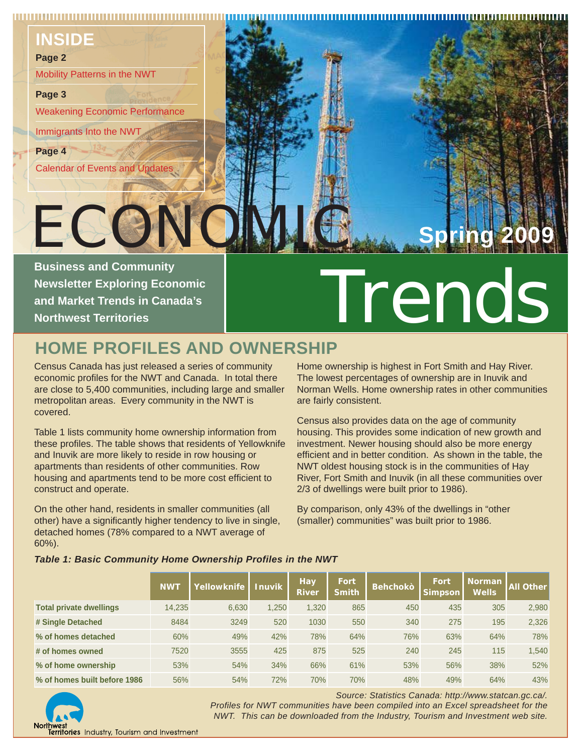## INSIDE

**Page 2**

Mobility Patterns in the NWT

**Page 3**

Weakening Economic Performance

Immigrants Into the NWT

**Page 4**

Calendar of Events and Updates

# ECONOMIC Trends

**Spring 2009**

**Business and Community Newsletter Exploring Economic and Market Trends in Canada's Northwest Territories**

## HOME PROFILES AND OWNERSHIP

Census Canada has just released a series of community economic profiles for the NWT and Canada. In total there are close to 5,400 communities, including large and smaller metropolitan areas. Every community in the NWT is covered.

Table 1 lists community home ownership information from these profiles. The table shows that residents of Yellowknife and Inuvik are more likely to reside in row housing or apartments than residents of other communities. Row housing and apartments tend to be more cost efficient to construct and operate.

On the other hand, residents in smaller communities (all other) have a significantly higher tendency to live in single, detached homes (78% compared to a NWT average of 60%).

Home ownership is highest in Fort Smith and Hay River. The lowest percentages of ownership are in Inuvik and Norman Wells. Home ownership rates in other communities are fairly consistent.

Census also provides data on the age of community housing. This provides some indication of new growth and investment. Newer housing should also be more energy efficient and in better condition. As shown in the table, the NWT oldest housing stock is in the communities of Hay River, Fort Smith and Inuvik (in all these communities over 2/3 of dwellings were built prior to 1986).

By comparison, only 43% of the dwellings in "other (smaller) communities" was built prior to 1986.

***Table 1: Basic Community Home Ownership Profiles in the NWT***

| | NWT | Yellowknife | Inuvik | Hay River | Fort Smith | Behchokò | Fort Simpson | Norman Wells | All Other |
|---|---|---|---|---|---|---|---|---|---|
| **Total private dwellings** | 14,235 | 6,630 | 1,250 | 1,320 | 865 | 450 | 435 | 305 | 2,980 |
| **# Single Detached** | 8484 | 3249 | 520 | 1030 | 550 | 340 | 275 | 195 | 2,326 |
| **% of homes detached** | 60% | 49% | 42% | 78% | 64% | 76% | 63% | 64% | 78% |
| **# of homes owned** | 7520 | 3555 | 425 | 875 | 525 | 240 | 245 | 115 | 1,540 |
| **% of home ownership** | 53% | 54% | 34% | 66% | 61% | 53% | 56% | 38% | 52% |
| **% of homes built before 1986** | 56% | 54% | 72% | 70% | 70% | 48% | 49% | 64% | 43% |

*Source: Statistics Canada: http://www.statcan.gc.ca/.*
*Profiles for NWT communities have been compiled into an Excel spreadsheet for the NWT. This can be downloaded from the Industry, Tourism and Investment web site.*

Northwest Territories Industry, Tourism and Investment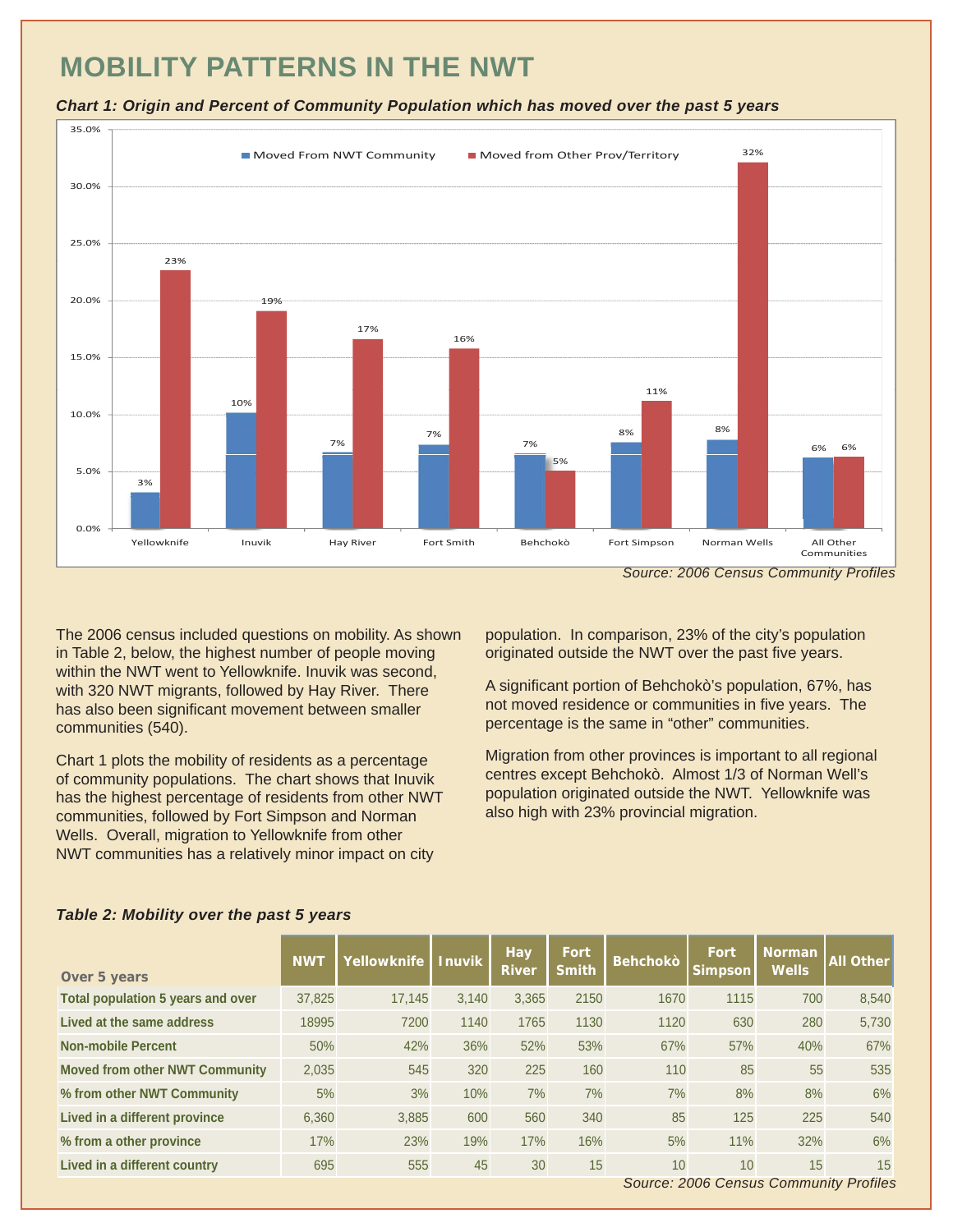# MOBILITY PATTERNS IN THE NWT

***Chart 1: Origin and Percent of Community Population which has moved over the past 5 years***

| Community | Moved From NWT Community | Moved from Other Prov/Territory |
|---|---|---|
| Yellowknife | 3% | 23% |
| Inuvik | 10% | 19% |
| Hay River | 7% | 17% |
| Fort Smith | 7% | 16% |
| Behchokò | 7% | 5% |
| Fort Simpson | 8% | 11% |
| Norman Wells | 8% | 32% |
| All Other Communities | 6% | 6% |

*Source: 2006 Census Community Profiles*

The 2006 census included questions on mobility. As shown in Table 2, below, the highest number of people moving within the NWT went to Yellowknife. Inuvik was second, with 320 NWT migrants, followed by Hay River. There has also been significant movement between smaller communities (540).

Chart 1 plots the mobility of residents as a percentage of community populations. The chart shows that Inuvik has the highest percentage of residents from other NWT communities, followed by Fort Simpson and Norman Wells. Overall, migration to Yellowknife from other NWT communities has a relatively minor impact on city population. In comparison, 23% of the city's population originated outside the NWT over the past five years.

A significant portion of Behchokò's population, 67%, has not moved residence or communities in five years. The percentage is the same in "other" communities.

Migration from other provinces is important to all regional centres except Behchokò. Almost 1/3 of Norman Well's population originated outside the NWT. Yellowknife was also high with 23% provincial migration.

***Table 2: Mobility over the past 5 years***

| Over 5 years | NWT | Yellowknife | Inuvik | Hay River | Fort Smith | Behchokò | Fort Simpson | Norman Wells | All Other |
|---|---|---|---|---|---|---|---|---|---|
| Total population 5 years and over | 37,825 | 17,145 | 3,140 | 3,365 | 2150 | 1670 | 1115 | 700 | 8,540 |
| Lived at the same address | 18995 | 7200 | 1140 | 1765 | 1130 | 1120 | 630 | 280 | 5,730 |
| Non-mobile Percent | 50% | 42% | 36% | 52% | 53% | 67% | 57% | 40% | 67% |
| Moved from other NWT Community | 2,035 | 545 | 320 | 225 | 160 | 110 | 85 | 55 | 535 |
| % from other NWT Community | 5% | 3% | 10% | 7% | 7% | 7% | 8% | 8% | 6% |
| Lived in a different province | 6,360 | 3,885 | 600 | 560 | 340 | 85 | 125 | 225 | 540 |
| % from a other province | 17% | 23% | 19% | 17% | 16% | 5% | 11% | 32% | 6% |
| Lived in a different country | 695 | 555 | 45 | 30 | 15 | 10 | 10 | 15 | 15 |

*Source: 2006 Census Community Profiles*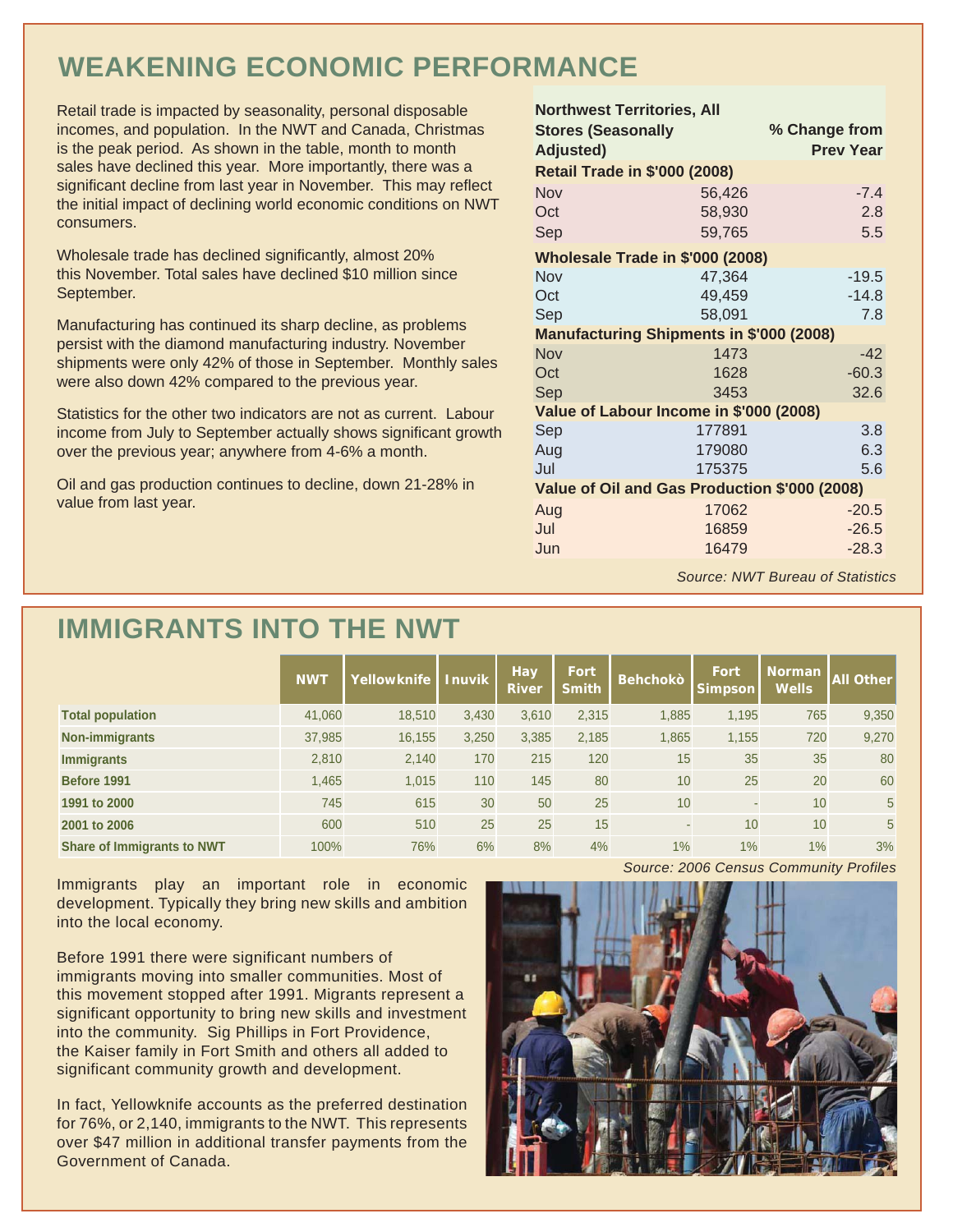## WEAKENING ECONOMIC PERFORMANCE

Retail trade is impacted by seasonality, personal disposable incomes, and population. In the NWT and Canada, Christmas is the peak period. As shown in the table, month to month sales have declined this year. More importantly, there was a significant decline from last year in November. This may reflect the initial impact of declining world economic conditions on NWT consumers.

Wholesale trade has declined significantly, almost 20% this November. Total sales have declined $10 million since September.

Manufacturing has continued its sharp decline, as problems persist with the diamond manufacturing industry. November shipments were only 42% of those in September. Monthly sales were also down 42% compared to the previous year.

Statistics for the other two indicators are not as current. Labour income from July to September actually shows significant growth over the previous year; anywhere from 4-6% a month.

Oil and gas production continues to decline, down 21-28% in value from last year.

| Northwest Territories, All Stores (Seasonally Adjusted) | | % Change from Prev Year |
|---|---|---|
| **Retail Trade in $'000 (2008)** | | |
| Nov | 56,426 | -7.4 |
| Oct | 58,930 | 2.8 |
| Sep | 59,765 | 5.5 |
| **Wholesale Trade in $'000 (2008)** | | |
| Nov | 47,364 | -19.5 |
| Oct | 49,459 | -14.8 |
| Sep | 58,091 | 7.8 |
| **Manufacturing Shipments in $'000 (2008)** | | |
| Nov | 1473 | -42 |
| Oct | 1628 | -60.3 |
| Sep | 3453 | 32.6 |
| **Value of Labour Income in $'000 (2008)** | | |
| Sep | 177891 | 3.8 |
| Aug | 179080 | 6.3 |
| Jul | 175375 | 5.6 |
| **Value of Oil and Gas Production $'000 (2008)** | | |
| Aug | 17062 | -20.5 |
| Jul | 16859 | -26.5 |
| Jun | 16479 | -28.3 |

*Source: NWT Bureau of Statistics*

## IMMIGRANTS INTO THE NWT

| | NWT | Yellowknife | Inuvik | Hay River | Fort Smith | Behchokò | Fort Simpson | Norman Wells | All Other |
|---|---|---|---|---|---|---|---|---|---|
| **Total population** | 41,060 | 18,510 | 3,430 | 3,610 | 2,315 | 1,885 | 1,195 | 765 | 9,350 |
| **Non-immigrants** | 37,985 | 16,155 | 3,250 | 3,385 | 2,185 | 1,865 | 1,155 | 720 | 9,270 |
| **Immigrants** | 2,810 | 2,140 | 170 | 215 | 120 | 15 | 35 | 35 | 80 |
| **Before 1991** | 1,465 | 1,015 | 110 | 145 | 80 | 10 | 25 | 20 | 60 |
| **1991 to 2000** | 745 | 615 | 30 | 50 | 25 | 10 | - | 10 | 5 |
| **2001 to 2006** | 600 | 510 | 25 | 25 | 15 | - | 10 | 10 | 5 |
| **Share of Immigrants to NWT** | 100% | 76% | 6% | 8% | 4% | 1% | 1% | 1% | 3% |

*Source: 2006 Census Community Profiles*

Immigrants play an important role in economic development. Typically they bring new skills and ambition into the local economy.

Before 1991 there were significant numbers of immigrants moving into smaller communities. Most of this movement stopped after 1991. Migrants represent a significant opportunity to bring new skills and investment into the community. Sig Phillips in Fort Providence, the Kaiser family in Fort Smith and others all added to significant community growth and development.

In fact, Yellowknife accounts as the preferred destination for 76%, or 2,140, immigrants to the NWT. This represents over $47 million in additional transfer payments from the Government of Canada.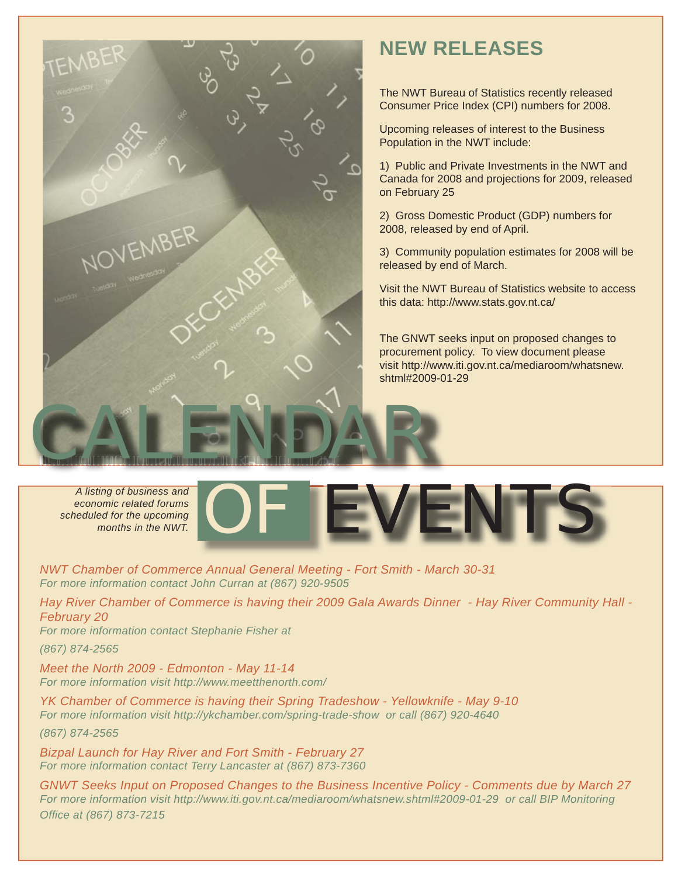## NEW RELEASES

The NWT Bureau of Statistics recently released Consumer Price Index (CPI) numbers for 2008.

Upcoming releases of interest to the Business Population in the NWT include:

1) Public and Private Investments in the NWT and Canada for 2008 and projections for 2009, released on February 25

2) Gross Domestic Product (GDP) numbers for 2008, released by end of April.

3) Community population estimates for 2008 will be released by end of March.

Visit the NWT Bureau of Statistics website to access this data: http://www.stats.gov.nt.ca/

The GNWT seeks input on proposed changes to procurement policy. To view document please visit http://www.iti.gov.nt.ca/mediaroom/whatsnew.shtml#2009-01-29

# CALENDAR OF EVENTS

*A listing of business and economic related forums scheduled for the upcoming months in the NWT.*

*NWT Chamber of Commerce Annual General Meeting - Fort Smith - March 30-31*
*For more information contact John Curran at (867) 920-9505*

*Hay River Chamber of Commerce is having their 2009 Gala Awards Dinner - Hay River Community Hall - February 20*
*For more information contact Stephanie Fisher at*

*(867) 874-2565*

*Meet the North 2009 - Edmonton - May 11-14*
*For more information visit http://www.meetthenorth.com/*

*YK Chamber of Commerce is having their Spring Tradeshow - Yellowknife - May 9-10*
*For more information visit http://ykchamber.com/spring-trade-show or call (867) 920-4640*

*(867) 874-2565*

*Bizpal Launch for Hay River and Fort Smith - February 27*
*For more information contact Terry Lancaster at (867) 873-7360*

*GNWT Seeks Input on Proposed Changes to the Business Incentive Policy - Comments due by March 27*
*For more information visit http://www.iti.gov.nt.ca/mediaroom/whatsnew.shtml#2009-01-29 or call BIP Monitoring Office at (867) 873-7215*